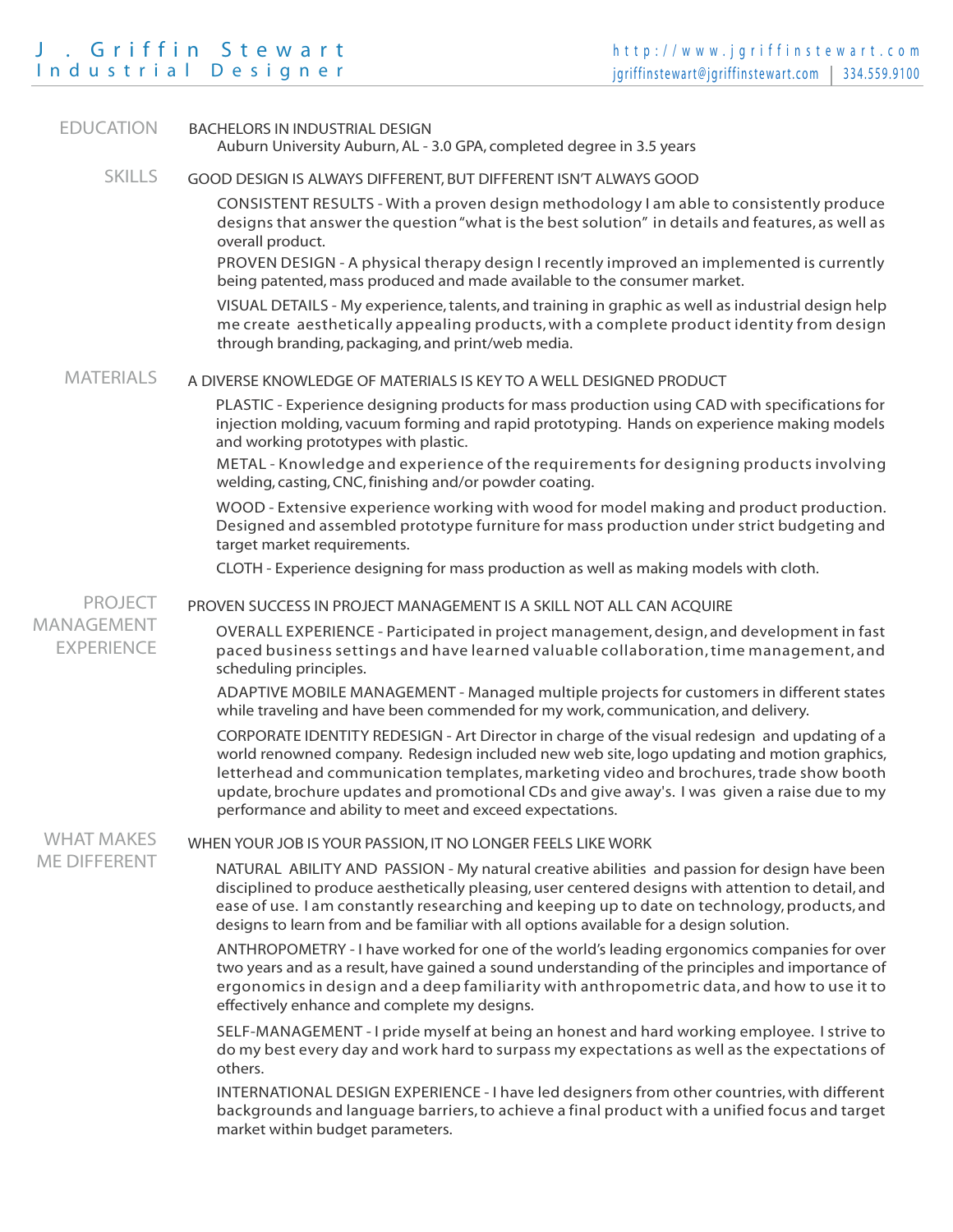# J . Griffin Stewart
## Industrial Designer

http://www.jgriffinstewart.com
jgriffinstewart@jgriffinstewart.com | 334.559.9100

## EDUCATION

BACHELORS IN INDUSTRIAL DESIGN

Auburn University Auburn, AL - 3.0 GPA, completed degree in 3.5 years

## SKILLS

GOOD DESIGN IS ALWAYS DIFFERENT, BUT DIFFERENT ISN'T ALWAYS GOOD

CONSISTENT RESULTS - With a proven design methodology I am able to consistently produce designs that answer the question "what is the best solution" in details and features, as well as overall product.

PROVEN DESIGN - A physical therapy design I recently improved an implemented is currently being patented, mass produced and made available to the consumer market.

VISUAL DETAILS - My experience, talents, and training in graphic as well as industrial design help me create aesthetically appealing products, with a complete product identity from design through branding, packaging, and print/web media.

## MATERIALS

A DIVERSE KNOWLEDGE OF MATERIALS IS KEY TO A WELL DESIGNED PRODUCT

PLASTIC - Experience designing products for mass production using CAD with specifications for injection molding, vacuum forming and rapid prototyping. Hands on experience making models and working prototypes with plastic.

METAL - Knowledge and experience of the requirements for designing products involving welding, casting, CNC, finishing and/or powder coating.

WOOD - Extensive experience working with wood for model making and product production. Designed and assembled prototype furniture for mass production under strict budgeting and target market requirements.

CLOTH - Experience designing for mass production as well as making models with cloth.

## PROJECT MANAGEMENT EXPERIENCE

PROVEN SUCCESS IN PROJECT MANAGEMENT IS A SKILL NOT ALL CAN ACQUIRE

OVERALL EXPERIENCE - Participated in project management, design, and development in fast paced business settings and have learned valuable collaboration, time management, and scheduling principles.

ADAPTIVE MOBILE MANAGEMENT - Managed multiple projects for customers in different states while traveling and have been commended for my work, communication, and delivery.

CORPORATE IDENTITY REDESIGN - Art Director in charge of the visual redesign and updating of a world renowned company. Redesign included new web site, logo updating and motion graphics, letterhead and communication templates, marketing video and brochures, trade show booth update, brochure updates and promotional CDs and give away's. I was given a raise due to my performance and ability to meet and exceed expectations.

## WHAT MAKES ME DIFFERENT

WHEN YOUR JOB IS YOUR PASSION, IT NO LONGER FEELS LIKE WORK

NATURAL ABILITY AND PASSION - My natural creative abilities and passion for design have been disciplined to produce aesthetically pleasing, user centered designs with attention to detail, and ease of use. I am constantly researching and keeping up to date on technology, products, and designs to learn from and be familiar with all options available for a design solution.

ANTHROPOMETRY - I have worked for one of the world's leading ergonomics companies for over two years and as a result, have gained a sound understanding of the principles and importance of ergonomics in design and a deep familiarity with anthropometric data, and how to use it to effectively enhance and complete my designs.

SELF-MANAGEMENT - I pride myself at being an honest and hard working employee. I strive to do my best every day and work hard to surpass my expectations as well as the expectations of others.

INTERNATIONAL DESIGN EXPERIENCE - I have led designers from other countries, with different backgrounds and language barriers, to achieve a final product with a unified focus and target market within budget parameters.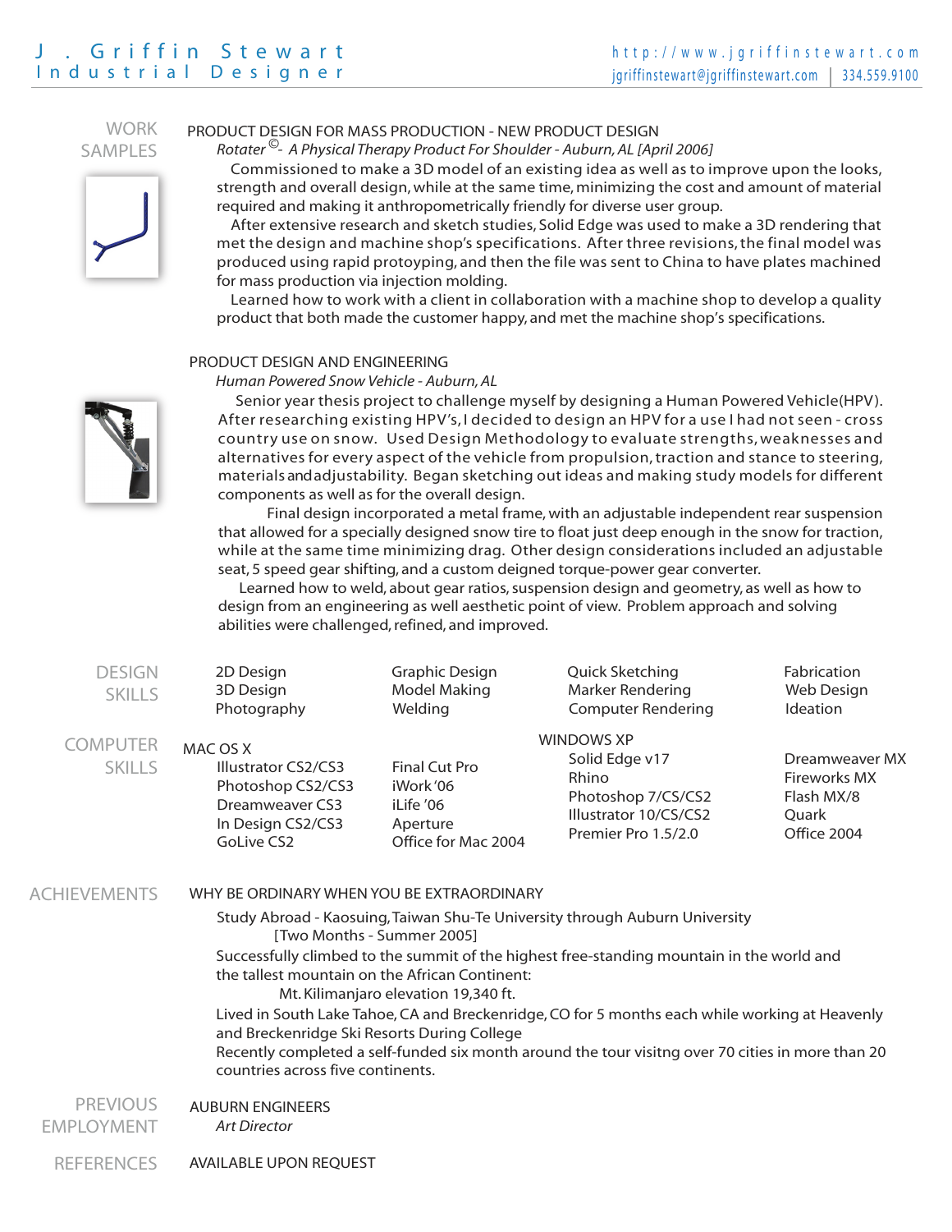# J . Griffin Stewart
## Industrial Designer

http://www.jgriffinstewart.com
jgriffinstewart@jgriffinstewart.com | 334.559.9100

## WORK SAMPLES

### PRODUCT DESIGN FOR MASS PRODUCTION - NEW PRODUCT DESIGN

*Rotater ©- A Physical Therapy Product For Shoulder - Auburn, AL [April 2006]*

Commissioned to make a 3D model of an existing idea as well as to improve upon the looks, strength and overall design, while at the same time, minimizing the cost and amount of material required and making it anthropometrically friendly for diverse user group.

After extensive research and sketch studies, Solid Edge was used to make a 3D rendering that met the design and machine shop's specifications. After three revisions, the final model was produced using rapid protoyping, and then the file was sent to China to have plates machined for mass production via injection molding.

Learned how to work with a client in collaboration with a machine shop to develop a quality product that both made the customer happy, and met the machine shop's specifications.

### PRODUCT DESIGN AND ENGINEERING

*Human Powered Snow Vehicle - Auburn, AL*

Senior year thesis project to challenge myself by designing a Human Powered Vehicle(HPV). After researching existing HPV's, I decided to design an HPV for a use I had not seen - cross country use on snow. Used Design Methodology to evaluate strengths, weaknesses and alternatives for every aspect of the vehicle from propulsion, traction and stance to steering, materials and adjustability. Began sketching out ideas and making study models for different components as well as for the overall design.

Final design incorporated a metal frame, with an adjustable independent rear suspension that allowed for a specially designed snow tire to float just deep enough in the snow for traction, while at the same time minimizing drag. Other design considerations included an adjustable seat, 5 speed gear shifting, and a custom deigned torque-power gear converter.

Learned how to weld, about gear ratios, suspension design and geometry, as well as how to design from an engineering as well aesthetic point of view. Problem approach and solving abilities were challenged, refined, and improved.

## DESIGN SKILLS

| | | | |
|---|---|---|---|
| 2D Design | Graphic Design | Quick Sketching | Fabrication |
| 3D Design | Model Making | Marker Rendering | Web Design |
| Photography | Welding | Computer Rendering | Ideation |

## COMPUTER SKILLS

| MAC OS X | | WINDOWS XP | |
|---|---|---|---|
| Illustrator CS2/CS3 | Final Cut Pro | Solid Edge v17 | Dreamweaver MX |
| Photoshop CS2/CS3 | iWork '06 | Rhino | Fireworks MX |
| Dreamweaver CS3 | iLife '06 | Photoshop 7/CS/CS2 | Flash MX/8 |
| In Design CS2/CS3 | Aperture | Illustrator 10/CS/CS2 | Quark |
| GoLive CS2 | Office for Mac 2004 | Premier Pro 1.5/2.0 | Office 2004 |

## ACHIEVEMENTS

### WHY BE ORDINARY WHEN YOU BE EXTRAORDINARY

Study Abroad - Kaosuing, Taiwan Shu-Te University through Auburn University
[Two Months - Summer 2005]

Successfully climbed to the summit of the highest free-standing mountain in the world and the tallest mountain on the African Continent:
Mt. Kilimanjaro elevation 19,340 ft.

Lived in South Lake Tahoe, CA and Breckenridge, CO for 5 months each while working at Heavenly and Breckenridge Ski Resorts During College

Recently completed a self-funded six month around the tour visitng over 70 cities in more than 20 countries across five continents.

## PREVIOUS EMPLOYMENT

AUBURN ENGINEERS
*Art Director*

## REFERENCES

AVAILABLE UPON REQUEST